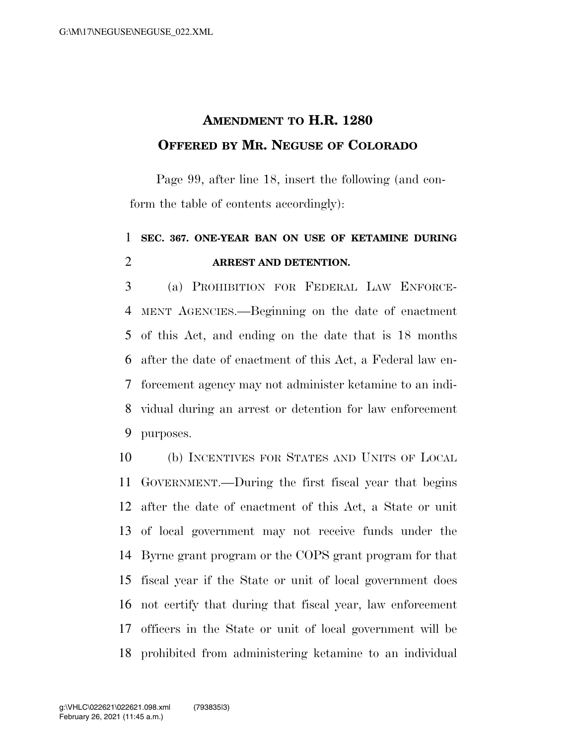# AMENDMENT TO H.R. 1280
## OFFERED BY MR. NEGUSE OF COLORADO

Page 99, after line 18, insert the following (and conform the table of contents accordingly):

**SEC. 367. ONE-YEAR BAN ON USE OF KETAMINE DURING ARREST AND DETENTION.**

(a) PROHIBITION FOR FEDERAL LAW ENFORCEMENT AGENCIES.—Beginning on the date of enactment of this Act, and ending on the date that is 18 months after the date of enactment of this Act, a Federal law enforcement agency may not administer ketamine to an individual during an arrest or detention for law enforcement purposes.

(b) INCENTIVES FOR STATES AND UNITS OF LOCAL GOVERNMENT.—During the first fiscal year that begins after the date of enactment of this Act, a State or unit of local government may not receive funds under the Byrne grant program or the COPS grant program for that fiscal year if the State or unit of local government does not certify that during that fiscal year, law enforcement officers in the State or unit of local government will be prohibited from administering ketamine to an individual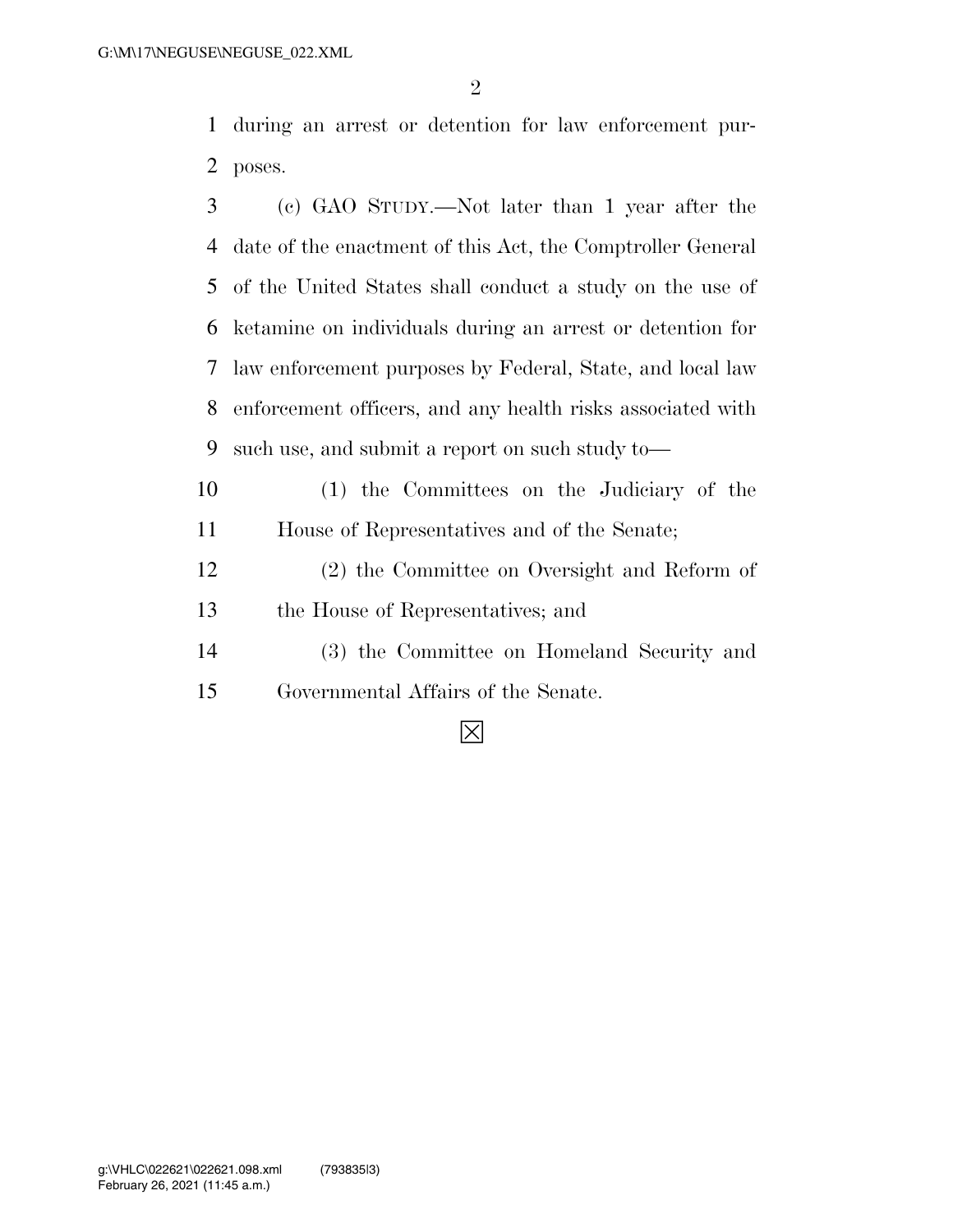during an arrest or detention for law enforcement purposes.

(c) GAO STUDY.—Not later than 1 year after the date of the enactment of this Act, the Comptroller General of the United States shall conduct a study on the use of ketamine on individuals during an arrest or detention for law enforcement purposes by Federal, State, and local law enforcement officers, and any health risks associated with such use, and submit a report on such study to—

(1) the Committees on the Judiciary of the House of Representatives and of the Senate;

(2) the Committee on Oversight and Reform of the House of Representatives; and

(3) the Committee on Homeland Security and Governmental Affairs of the Senate.